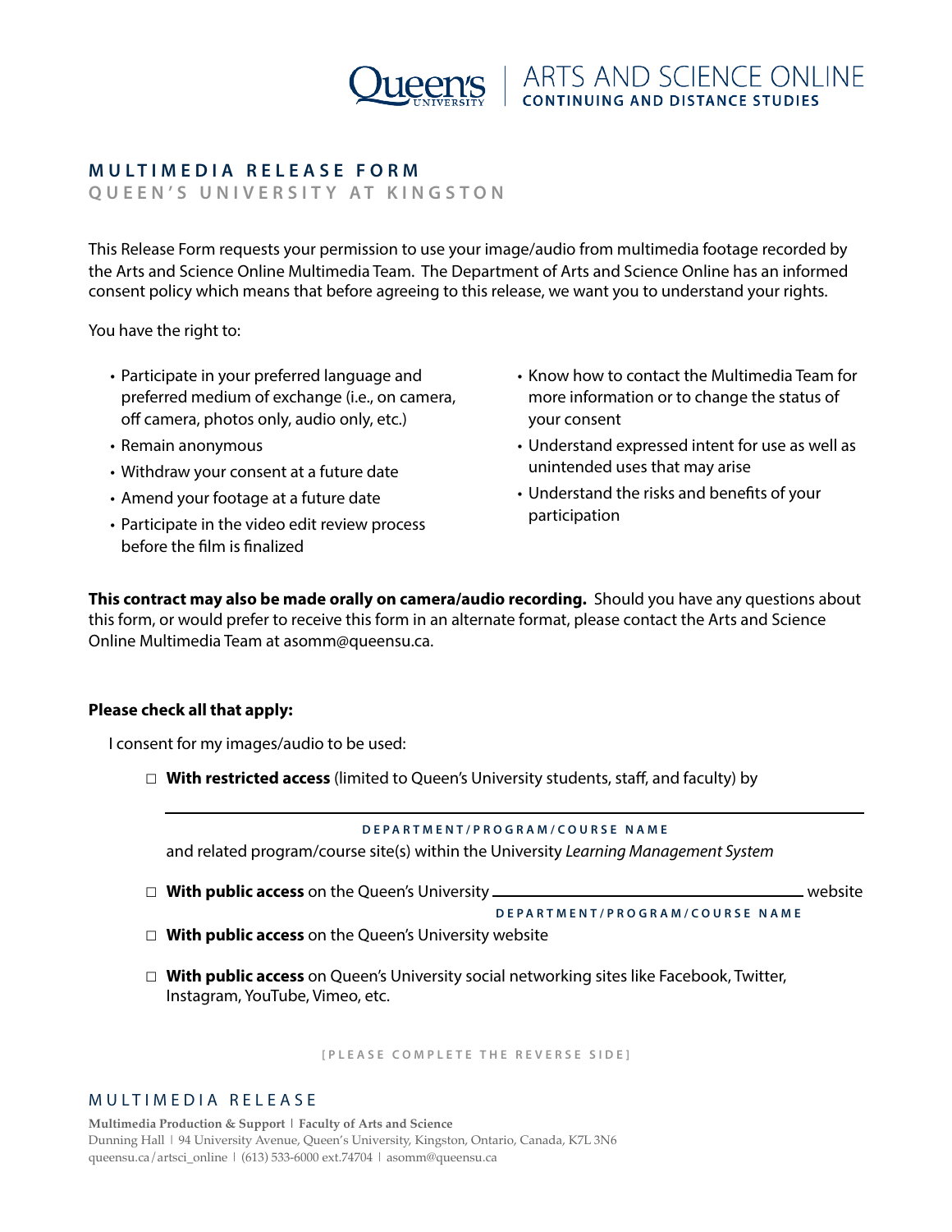Queen's University | ARTS AND SCIENCE ONLINE
CONTINUING AND DISTANCE STUDIES

# MULTIMEDIA RELEASE FORM

## QUEEN'S UNIVERSITY AT KINGSTON

This Release Form requests your permission to use your image/audio from multimedia footage recorded by the Arts and Science Online Multimedia Team. The Department of Arts and Science Online has an informed consent policy which means that before agreeing to this release, we want you to understand your rights.

You have the right to:

- Participate in your preferred language and preferred medium of exchange (i.e., on camera, off camera, photos only, audio only, etc.)
- Remain anonymous
- Withdraw your consent at a future date
- Amend your footage at a future date
- Participate in the video edit review process before the film is finalized
- Know how to contact the Multimedia Team for more information or to change the status of your consent
- Understand expressed intent for use as well as unintended uses that may arise
- Understand the risks and benefits of your participation

**This contract may also be made orally on camera/audio recording.** Should you have any questions about this form, or would prefer to receive this form in an alternate format, please contact the Arts and Science Online Multimedia Team at asomm@queensu.ca.

**Please check all that apply:**

I consent for my images/audio to be used:

- ☐ **With restricted access** (limited to Queen's University students, staff, and faculty) by

  ______________________________________________
  DEPARTMENT/PROGRAM/COURSE NAME

  and related program/course site(s) within the University *Learning Management System*

- ☐ **With public access** on the Queen's University ______________________________ website
  DEPARTMENT/PROGRAM/COURSE NAME

- ☐ **With public access** on the Queen's University website

- ☐ **With public access** on Queen's University social networking sites like Facebook, Twitter, Instagram, YouTube, Vimeo, etc.

[PLEASE COMPLETE THE REVERSE SIDE]

MULTIMEDIA RELEASE

**Multimedia Production & Support | Faculty of Arts and Science**
Dunning Hall | 94 University Avenue, Queen's University, Kingston, Ontario, Canada, K7L 3N6
queensu.ca/artsci_online | (613) 533-6000 ext.74704 | asomm@queensu.ca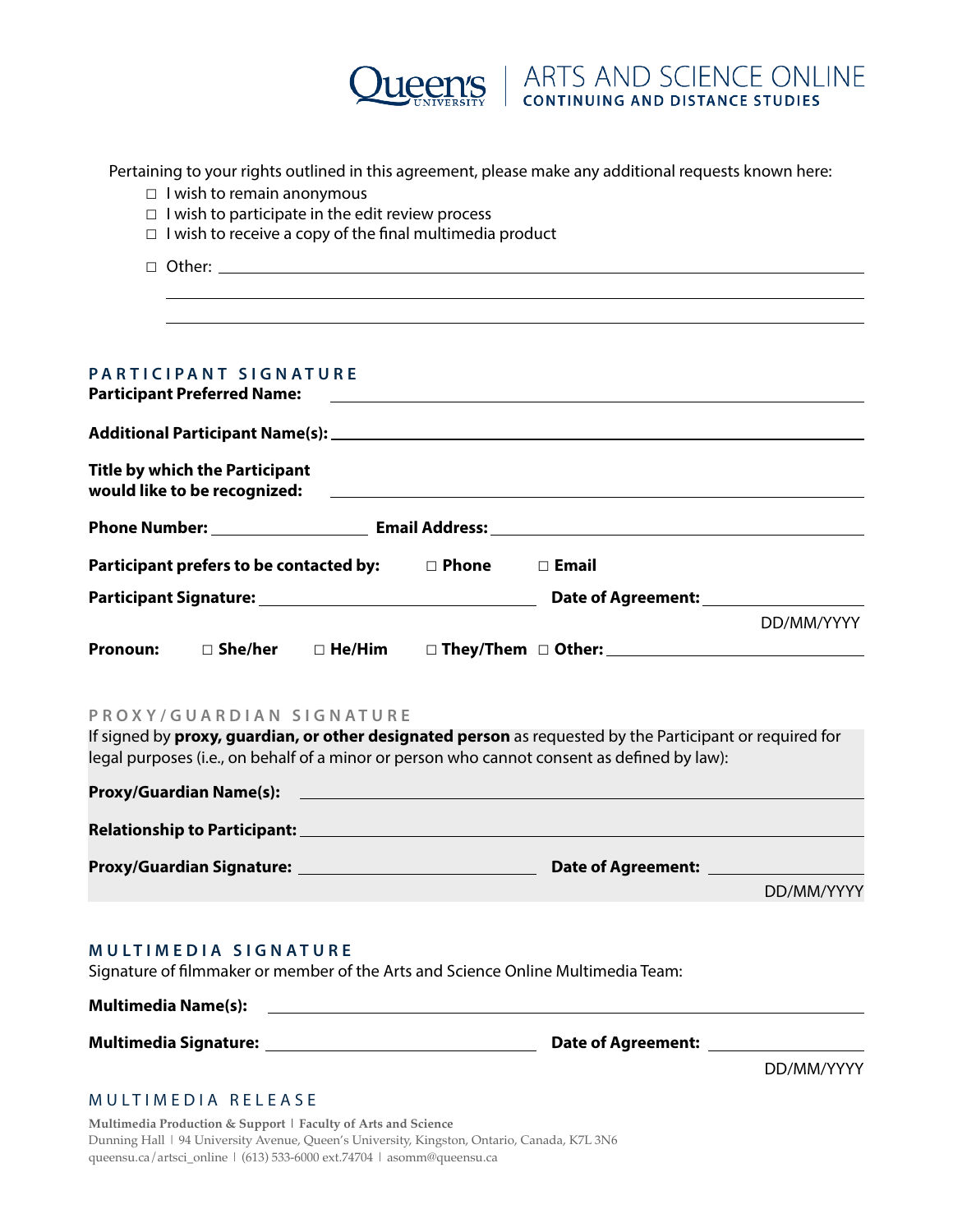Pertaining to your rights outlined in this agreement, please make any additional requests known here:

- ☐ I wish to remain anonymous
- ☐ I wish to participate in the edit review process
- ☐ I wish to receive a copy of the final multimedia product
- ☐ Other: ______________________________

______________________________

______________________________

## PARTICIPANT SIGNATURE

**Participant Preferred Name:** ______________________________

**Additional Participant Name(s):** ______________________________

**Title by which the Participant would like to be recognized:** ______________________________

**Phone Number:** ____________________ **Email Address:** ______________________________

**Participant prefers to be contacted by:** ☐ **Phone** ☐ **Email**

**Participant Signature:** ______________________________ **Date of Agreement:** ____________________
DD/MM/YYYY

**Pronoun:** ☐ **She/her** ☐ **He/Him** ☐ **They/Them** ☐ **Other:** ____________________

## PROXY/GUARDIAN SIGNATURE

If signed by **proxy, guardian, or other designated person** as requested by the Participant or required for legal purposes (i.e., on behalf of a minor or person who cannot consent as defined by law):

**Proxy/Guardian Name(s):** ______________________________

**Relationship to Participant:** ______________________________

**Proxy/Guardian Signature:** ______________________________ **Date of Agreement:** ____________________
DD/MM/YYYY

## MULTIMEDIA SIGNATURE

Signature of filmmaker or member of the Arts and Science Online Multimedia Team:

**Multimedia Name(s):** ______________________________

**Multimedia Signature:** ______________________________ **Date of Agreement:** ____________________
DD/MM/YYYY

## MULTIMEDIA RELEASE

**Multimedia Production & Support | Faculty of Arts and Science**
Dunning Hall | 94 University Avenue, Queen's University, Kingston, Ontario, Canada, K7L 3N6
queensu.ca/artsci_online | (613) 533-6000 ext.74704 | asomm@queensu.ca